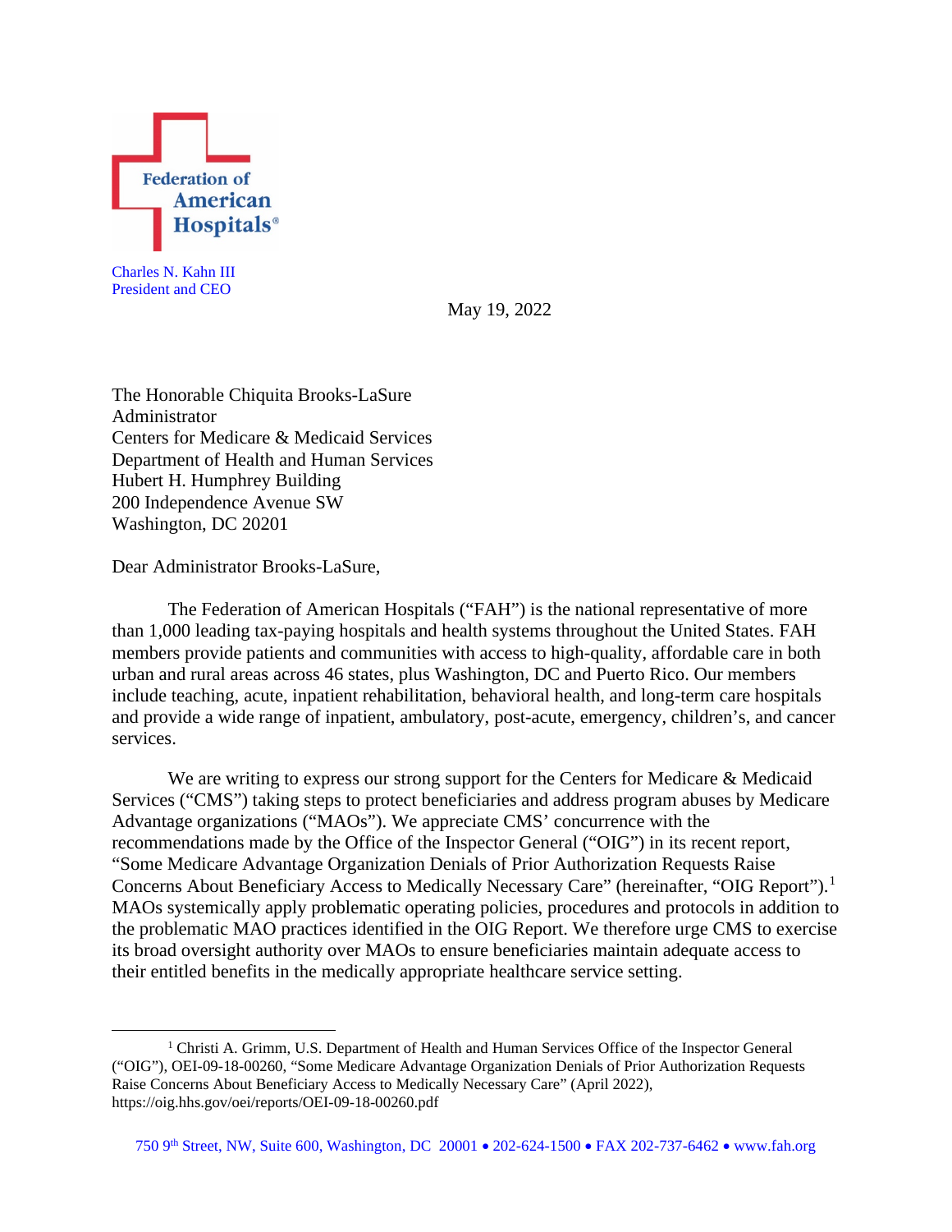Federation of American Hospitals®

Charles N. Kahn III
President and CEO

May 19, 2022

The Honorable Chiquita Brooks-LaSure
Administrator
Centers for Medicare & Medicaid Services
Department of Health and Human Services
Hubert H. Humphrey Building
200 Independence Avenue SW
Washington, DC 20201

Dear Administrator Brooks-LaSure,

The Federation of American Hospitals ("FAH") is the national representative of more than 1,000 leading tax-paying hospitals and health systems throughout the United States. FAH members provide patients and communities with access to high-quality, affordable care in both urban and rural areas across 46 states, plus Washington, DC and Puerto Rico. Our members include teaching, acute, inpatient rehabilitation, behavioral health, and long-term care hospitals and provide a wide range of inpatient, ambulatory, post-acute, emergency, children's, and cancer services.

We are writing to express our strong support for the Centers for Medicare & Medicaid Services ("CMS") taking steps to protect beneficiaries and address program abuses by Medicare Advantage organizations ("MAOs"). We appreciate CMS' concurrence with the recommendations made by the Office of the Inspector General ("OIG") in its recent report, "Some Medicare Advantage Organization Denials of Prior Authorization Requests Raise Concerns About Beneficiary Access to Medically Necessary Care" (hereinafter, "OIG Report").[1] MAOs systemically apply problematic operating policies, procedures and protocols in addition to the problematic MAO practices identified in the OIG Report. We therefore urge CMS to exercise its broad oversight authority over MAOs to ensure beneficiaries maintain adequate access to their entitled benefits in the medically appropriate healthcare service setting.

[1] Christi A. Grimm, U.S. Department of Health and Human Services Office of the Inspector General ("OIG"), OEI-09-18-00260, "Some Medicare Advantage Organization Denials of Prior Authorization Requests Raise Concerns About Beneficiary Access to Medically Necessary Care" (April 2022), https://oig.hhs.gov/oei/reports/OEI-09-18-00260.pdf

750 9th Street, NW, Suite 600, Washington, DC 20001 • 202-624-1500 • FAX 202-737-6462 • www.fah.org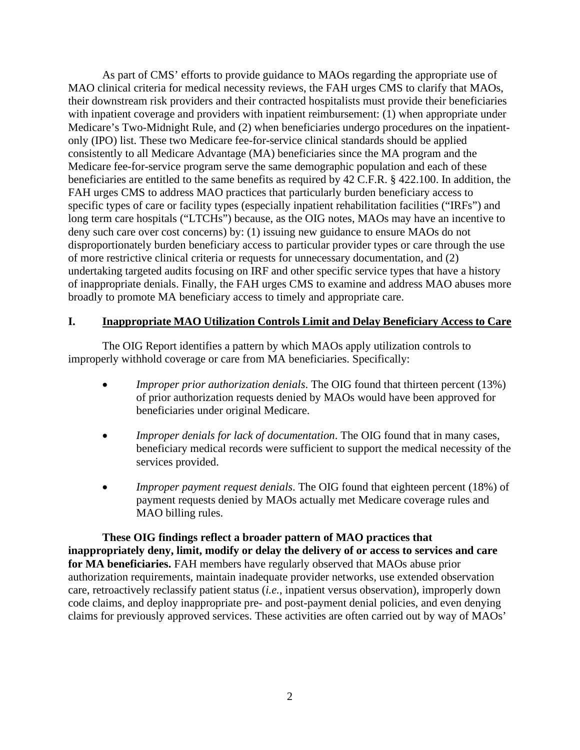As part of CMS' efforts to provide guidance to MAOs regarding the appropriate use of MAO clinical criteria for medical necessity reviews, the FAH urges CMS to clarify that MAOs, their downstream risk providers and their contracted hospitalists must provide their beneficiaries with inpatient coverage and providers with inpatient reimbursement: (1) when appropriate under Medicare's Two-Midnight Rule, and (2) when beneficiaries undergo procedures on the inpatient-only (IPO) list. These two Medicare fee-for-service clinical standards should be applied consistently to all Medicare Advantage (MA) beneficiaries since the MA program and the Medicare fee-for-service program serve the same demographic population and each of these beneficiaries are entitled to the same benefits as required by 42 C.F.R. § 422.100. In addition, the FAH urges CMS to address MAO practices that particularly burden beneficiary access to specific types of care or facility types (especially inpatient rehabilitation facilities ("IRFs") and long term care hospitals ("LTCHs") because, as the OIG notes, MAOs may have an incentive to deny such care over cost concerns) by: (1) issuing new guidance to ensure MAOs do not disproportionately burden beneficiary access to particular provider types or care through the use of more restrictive clinical criteria or requests for unnecessary documentation, and (2) undertaking targeted audits focusing on IRF and other specific service types that have a history of inappropriate denials. Finally, the FAH urges CMS to examine and address MAO abuses more broadly to promote MA beneficiary access to timely and appropriate care.

## I. <u>Inappropriate MAO Utilization Controls Limit and Delay Beneficiary Access to Care</u>

The OIG Report identifies a pattern by which MAOs apply utilization controls to improperly withhold coverage or care from MA beneficiaries. Specifically:

- *Improper prior authorization denials*. The OIG found that thirteen percent (13%) of prior authorization requests denied by MAOs would have been approved for beneficiaries under original Medicare.
- *Improper denials for lack of documentation*. The OIG found that in many cases, beneficiary medical records were sufficient to support the medical necessity of the services provided.
- *Improper payment request denials*. The OIG found that eighteen percent (18%) of payment requests denied by MAOs actually met Medicare coverage rules and MAO billing rules.

**These OIG findings reflect a broader pattern of MAO practices that inappropriately deny, limit, modify or delay the delivery of or access to services and care for MA beneficiaries.** FAH members have regularly observed that MAOs abuse prior authorization requirements, maintain inadequate provider networks, use extended observation care, retroactively reclassify patient status (*i.e.*, inpatient versus observation), improperly down code claims, and deploy inappropriate pre- and post-payment denial policies, and even denying claims for previously approved services. These activities are often carried out by way of MAOs'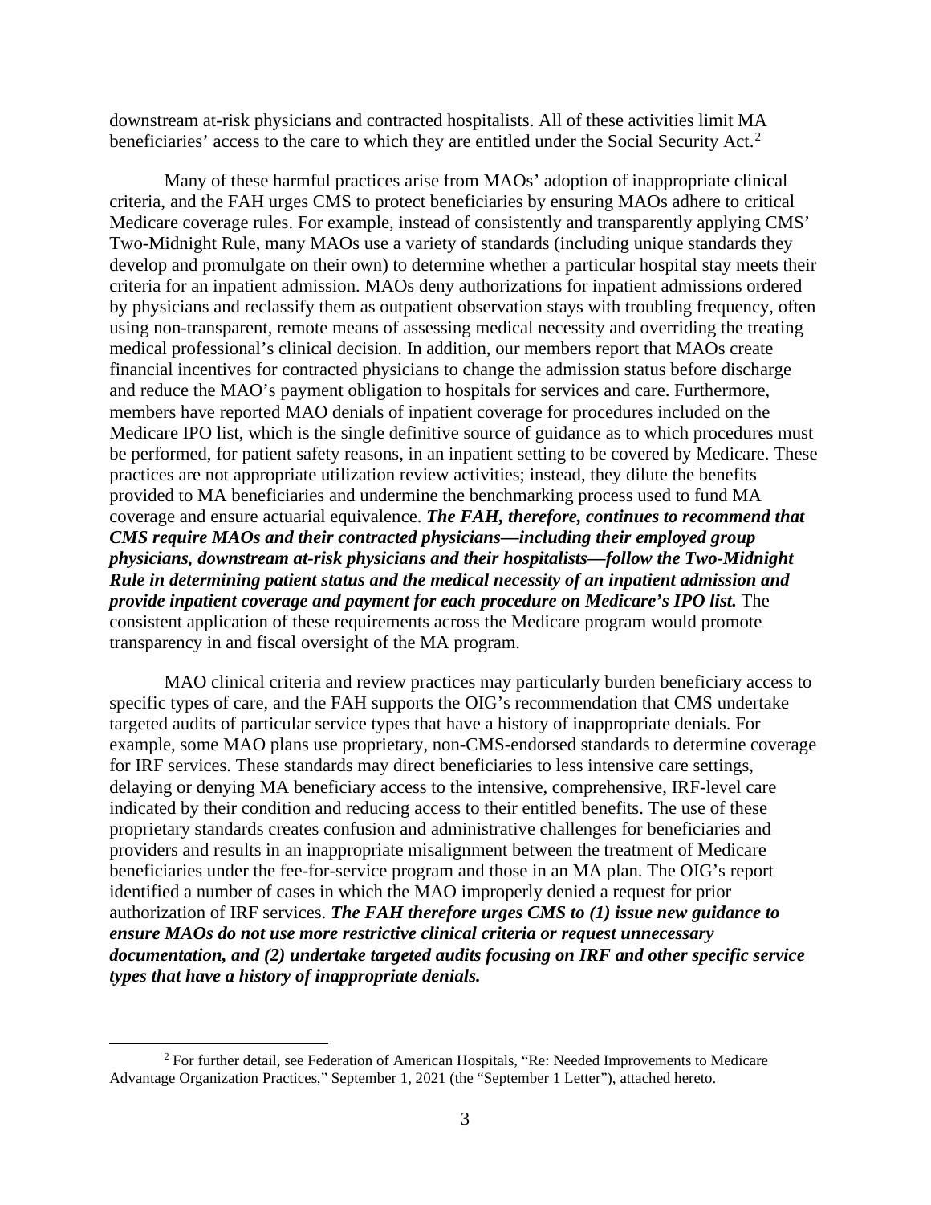downstream at-risk physicians and contracted hospitalists. All of these activities limit MA beneficiaries' access to the care to which they are entitled under the Social Security Act.[2]

Many of these harmful practices arise from MAOs' adoption of inappropriate clinical criteria, and the FAH urges CMS to protect beneficiaries by ensuring MAOs adhere to critical Medicare coverage rules. For example, instead of consistently and transparently applying CMS' Two-Midnight Rule, many MAOs use a variety of standards (including unique standards they develop and promulgate on their own) to determine whether a particular hospital stay meets their criteria for an inpatient admission. MAOs deny authorizations for inpatient admissions ordered by physicians and reclassify them as outpatient observation stays with troubling frequency, often using non-transparent, remote means of assessing medical necessity and overriding the treating medical professional's clinical decision. In addition, our members report that MAOs create financial incentives for contracted physicians to change the admission status before discharge and reduce the MAO's payment obligation to hospitals for services and care. Furthermore, members have reported MAO denials of inpatient coverage for procedures included on the Medicare IPO list, which is the single definitive source of guidance as to which procedures must be performed, for patient safety reasons, in an inpatient setting to be covered by Medicare. These practices are not appropriate utilization review activities; instead, they dilute the benefits provided to MA beneficiaries and undermine the benchmarking process used to fund MA coverage and ensure actuarial equivalence. ***The FAH, therefore, continues to recommend that CMS require MAOs and their contracted physicians—including their employed group physicians, downstream at-risk physicians and their hospitalists—follow the Two-Midnight Rule in determining patient status and the medical necessity of an inpatient admission and provide inpatient coverage and payment for each procedure on Medicare's IPO list.*** The consistent application of these requirements across the Medicare program would promote transparency in and fiscal oversight of the MA program.

MAO clinical criteria and review practices may particularly burden beneficiary access to specific types of care, and the FAH supports the OIG's recommendation that CMS undertake targeted audits of particular service types that have a history of inappropriate denials. For example, some MAO plans use proprietary, non-CMS-endorsed standards to determine coverage for IRF services. These standards may direct beneficiaries to less intensive care settings, delaying or denying MA beneficiary access to the intensive, comprehensive, IRF-level care indicated by their condition and reducing access to their entitled benefits. The use of these proprietary standards creates confusion and administrative challenges for beneficiaries and providers and results in an inappropriate misalignment between the treatment of Medicare beneficiaries under the fee-for-service program and those in an MA plan. The OIG's report identified a number of cases in which the MAO improperly denied a request for prior authorization of IRF services. ***The FAH therefore urges CMS to (1) issue new guidance to ensure MAOs do not use more restrictive clinical criteria or request unnecessary documentation, and (2) undertake targeted audits focusing on IRF and other specific service types that have a history of inappropriate denials.***

---

[2] For further detail, see Federation of American Hospitals, "Re: Needed Improvements to Medicare Advantage Organization Practices," September 1, 2021 (the "September 1 Letter"), attached hereto.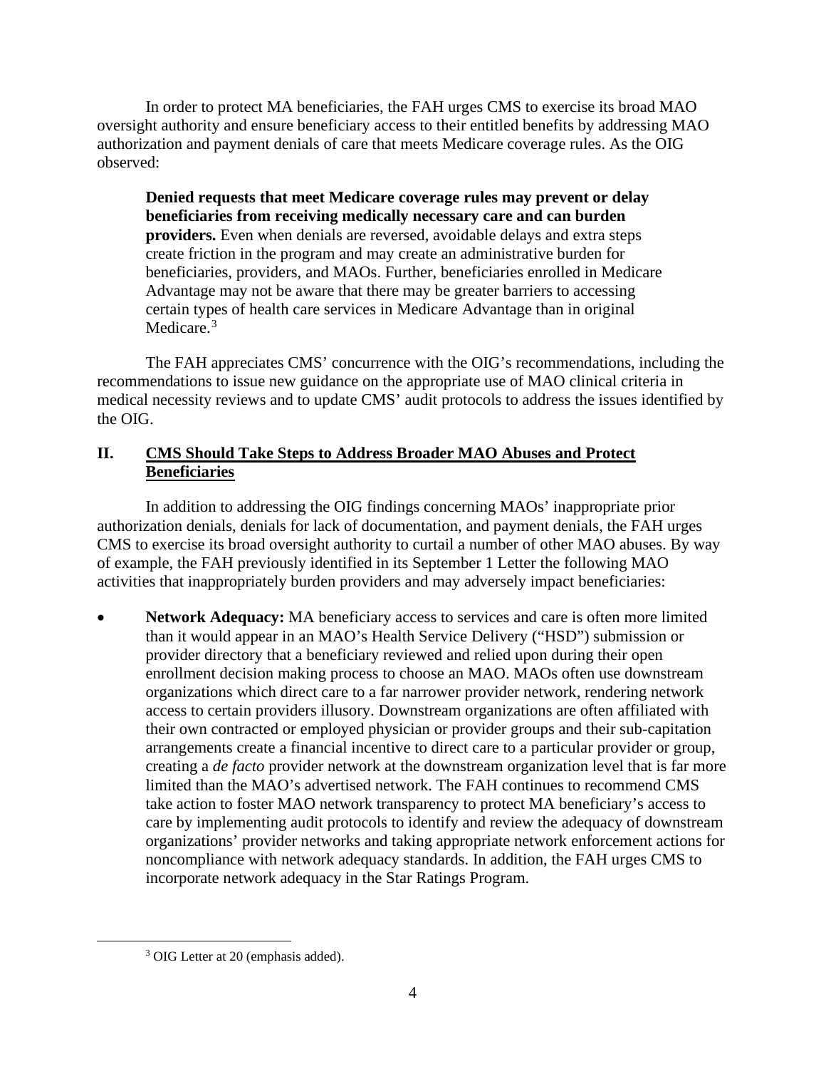In order to protect MA beneficiaries, the FAH urges CMS to exercise its broad MAO oversight authority and ensure beneficiary access to their entitled benefits by addressing MAO authorization and payment denials of care that meets Medicare coverage rules. As the OIG observed:

> **Denied requests that meet Medicare coverage rules may prevent or delay beneficiaries from receiving medically necessary care and can burden providers.** Even when denials are reversed, avoidable delays and extra steps create friction in the program and may create an administrative burden for beneficiaries, providers, and MAOs. Further, beneficiaries enrolled in Medicare Advantage may not be aware that there may be greater barriers to accessing certain types of health care services in Medicare Advantage than in original Medicare.[3]

The FAH appreciates CMS' concurrence with the OIG's recommendations, including the recommendations to issue new guidance on the appropriate use of MAO clinical criteria in medical necessity reviews and to update CMS' audit protocols to address the issues identified by the OIG.

## II. CMS Should Take Steps to Address Broader MAO Abuses and Protect Beneficiaries

In addition to addressing the OIG findings concerning MAOs' inappropriate prior authorization denials, denials for lack of documentation, and payment denials, the FAH urges CMS to exercise its broad oversight authority to curtail a number of other MAO abuses. By way of example, the FAH previously identified in its September 1 Letter the following MAO activities that inappropriately burden providers and may adversely impact beneficiaries:

- **Network Adequacy:** MA beneficiary access to services and care is often more limited than it would appear in an MAO's Health Service Delivery ("HSD") submission or provider directory that a beneficiary reviewed and relied upon during their open enrollment decision making process to choose an MAO. MAOs often use downstream organizations which direct care to a far narrower provider network, rendering network access to certain providers illusory. Downstream organizations are often affiliated with their own contracted or employed physician or provider groups and their sub-capitation arrangements create a financial incentive to direct care to a particular provider or group, creating a *de facto* provider network at the downstream organization level that is far more limited than the MAO's advertised network. The FAH continues to recommend CMS take action to foster MAO network transparency to protect MA beneficiary's access to care by implementing audit protocols to identify and review the adequacy of downstream organizations' provider networks and taking appropriate network enforcement actions for noncompliance with network adequacy standards. In addition, the FAH urges CMS to incorporate network adequacy in the Star Ratings Program.

---

[3] OIG Letter at 20 (emphasis added).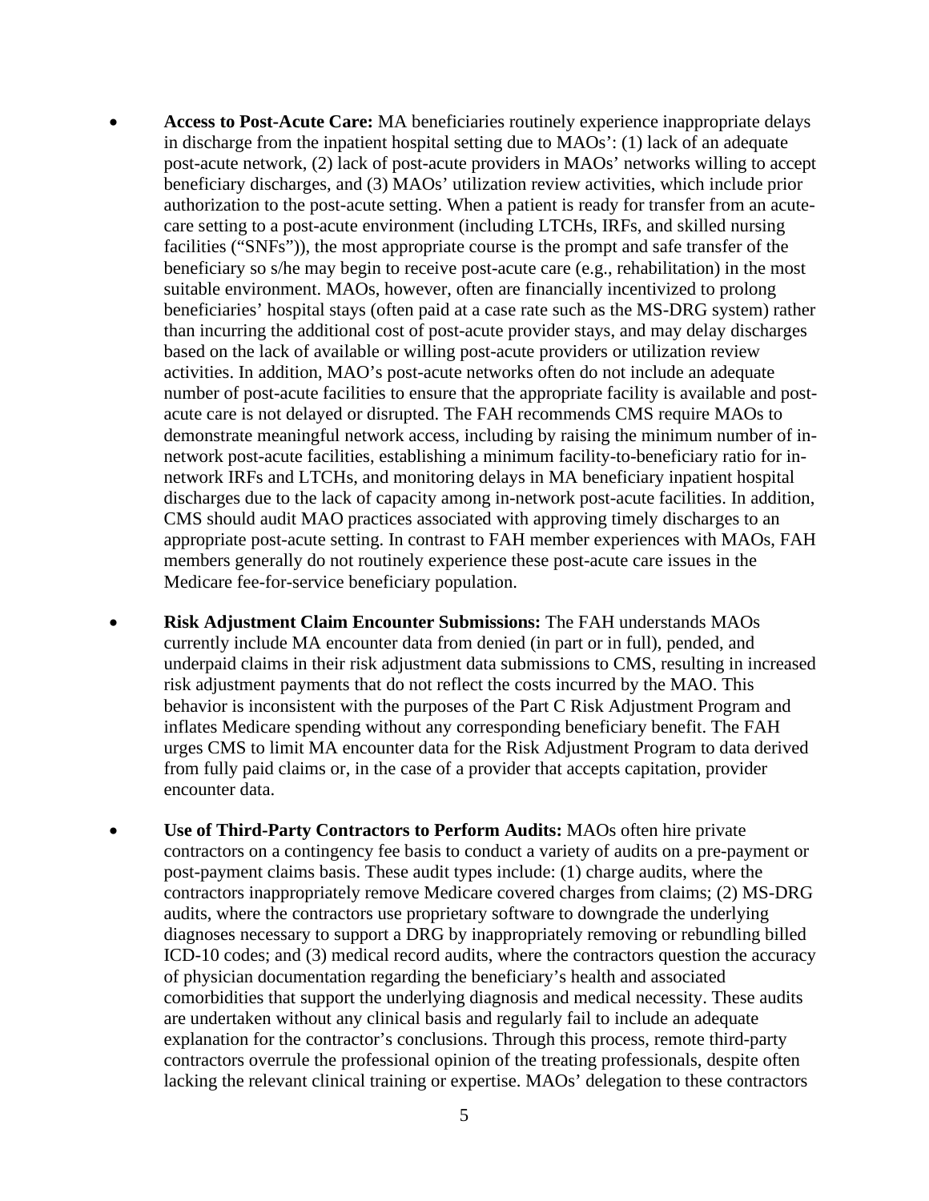- **Access to Post-Acute Care:** MA beneficiaries routinely experience inappropriate delays in discharge from the inpatient hospital setting due to MAOs': (1) lack of an adequate post-acute network, (2) lack of post-acute providers in MAOs' networks willing to accept beneficiary discharges, and (3) MAOs' utilization review activities, which include prior authorization to the post-acute setting. When a patient is ready for transfer from an acute-care setting to a post-acute environment (including LTCHs, IRFs, and skilled nursing facilities ("SNFs")), the most appropriate course is the prompt and safe transfer of the beneficiary so s/he may begin to receive post-acute care (e.g., rehabilitation) in the most suitable environment. MAOs, however, often are financially incentivized to prolong beneficiaries' hospital stays (often paid at a case rate such as the MS-DRG system) rather than incurring the additional cost of post-acute provider stays, and may delay discharges based on the lack of available or willing post-acute providers or utilization review activities. In addition, MAO's post-acute networks often do not include an adequate number of post-acute facilities to ensure that the appropriate facility is available and post-acute care is not delayed or disrupted. The FAH recommends CMS require MAOs to demonstrate meaningful network access, including by raising the minimum number of in-network post-acute facilities, establishing a minimum facility-to-beneficiary ratio for in-network IRFs and LTCHs, and monitoring delays in MA beneficiary inpatient hospital discharges due to the lack of capacity among in-network post-acute facilities. In addition, CMS should audit MAO practices associated with approving timely discharges to an appropriate post-acute setting. In contrast to FAH member experiences with MAOs, FAH members generally do not routinely experience these post-acute care issues in the Medicare fee-for-service beneficiary population.

- **Risk Adjustment Claim Encounter Submissions:** The FAH understands MAOs currently include MA encounter data from denied (in part or in full), pended, and underpaid claims in their risk adjustment data submissions to CMS, resulting in increased risk adjustment payments that do not reflect the costs incurred by the MAO. This behavior is inconsistent with the purposes of the Part C Risk Adjustment Program and inflates Medicare spending without any corresponding beneficiary benefit. The FAH urges CMS to limit MA encounter data for the Risk Adjustment Program to data derived from fully paid claims or, in the case of a provider that accepts capitation, provider encounter data.

- **Use of Third-Party Contractors to Perform Audits:** MAOs often hire private contractors on a contingency fee basis to conduct a variety of audits on a pre-payment or post-payment claims basis. These audit types include: (1) charge audits, where the contractors inappropriately remove Medicare covered charges from claims; (2) MS-DRG audits, where the contractors use proprietary software to downgrade the underlying diagnoses necessary to support a DRG by inappropriately removing or rebundling billed ICD-10 codes; and (3) medical record audits, where the contractors question the accuracy of physician documentation regarding the beneficiary's health and associated comorbidities that support the underlying diagnosis and medical necessity. These audits are undertaken without any clinical basis and regularly fail to include an adequate explanation for the contractor's conclusions. Through this process, remote third-party contractors overrule the professional opinion of the treating professionals, despite often lacking the relevant clinical training or expertise. MAOs' delegation to these contractors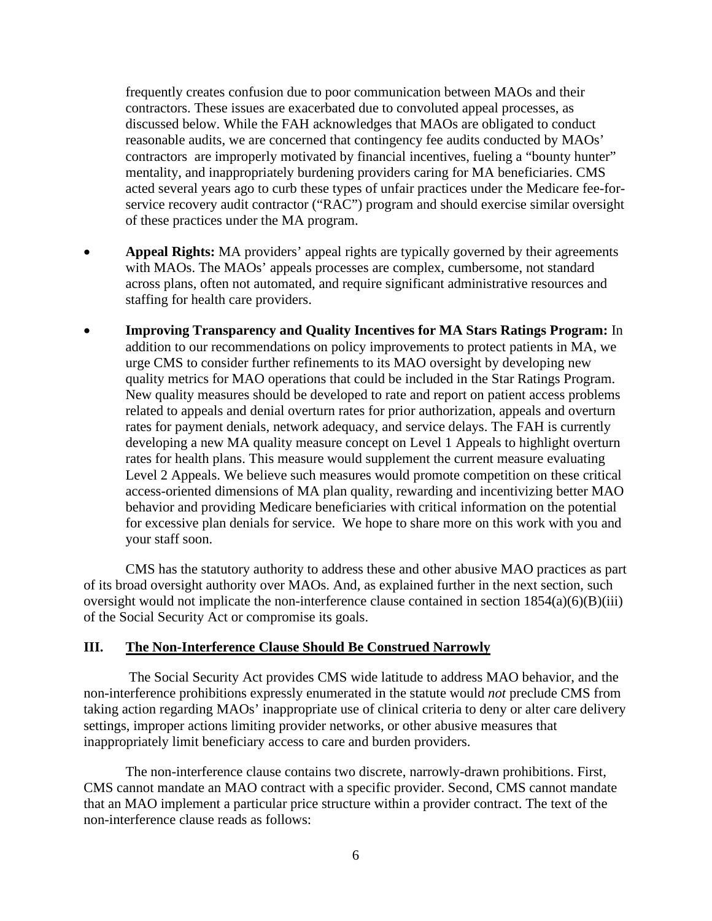frequently creates confusion due to poor communication between MAOs and their contractors. These issues are exacerbated due to convoluted appeal processes, as discussed below. While the FAH acknowledges that MAOs are obligated to conduct reasonable audits, we are concerned that contingency fee audits conducted by MAOs' contractors are improperly motivated by financial incentives, fueling a "bounty hunter" mentality, and inappropriately burdening providers caring for MA beneficiaries. CMS acted several years ago to curb these types of unfair practices under the Medicare fee-for-service recovery audit contractor ("RAC") program and should exercise similar oversight of these practices under the MA program.

- **Appeal Rights:** MA providers' appeal rights are typically governed by their agreements with MAOs. The MAOs' appeals processes are complex, cumbersome, not standard across plans, often not automated, and require significant administrative resources and staffing for health care providers.

- **Improving Transparency and Quality Incentives for MA Stars Ratings Program:** In addition to our recommendations on policy improvements to protect patients in MA, we urge CMS to consider further refinements to its MAO oversight by developing new quality metrics for MAO operations that could be included in the Star Ratings Program. New quality measures should be developed to rate and report on patient access problems related to appeals and denial overturn rates for prior authorization, appeals and overturn rates for payment denials, network adequacy, and service delays. The FAH is currently developing a new MA quality measure concept on Level 1 Appeals to highlight overturn rates for health plans. This measure would supplement the current measure evaluating Level 2 Appeals. We believe such measures would promote competition on these critical access-oriented dimensions of MA plan quality, rewarding and incentivizing better MAO behavior and providing Medicare beneficiaries with critical information on the potential for excessive plan denials for service. We hope to share more on this work with you and your staff soon.

CMS has the statutory authority to address these and other abusive MAO practices as part of its broad oversight authority over MAOs. And, as explained further in the next section, such oversight would not implicate the non-interference clause contained in section 1854(a)(6)(B)(iii) of the Social Security Act or compromise its goals.

## III. <u>The Non-Interference Clause Should Be Construed Narrowly</u>

The Social Security Act provides CMS wide latitude to address MAO behavior, and the non-interference prohibitions expressly enumerated in the statute would *not* preclude CMS from taking action regarding MAOs' inappropriate use of clinical criteria to deny or alter care delivery settings, improper actions limiting provider networks, or other abusive measures that inappropriately limit beneficiary access to care and burden providers.

The non-interference clause contains two discrete, narrowly-drawn prohibitions. First, CMS cannot mandate an MAO contract with a specific provider. Second, CMS cannot mandate that an MAO implement a particular price structure within a provider contract. The text of the non-interference clause reads as follows: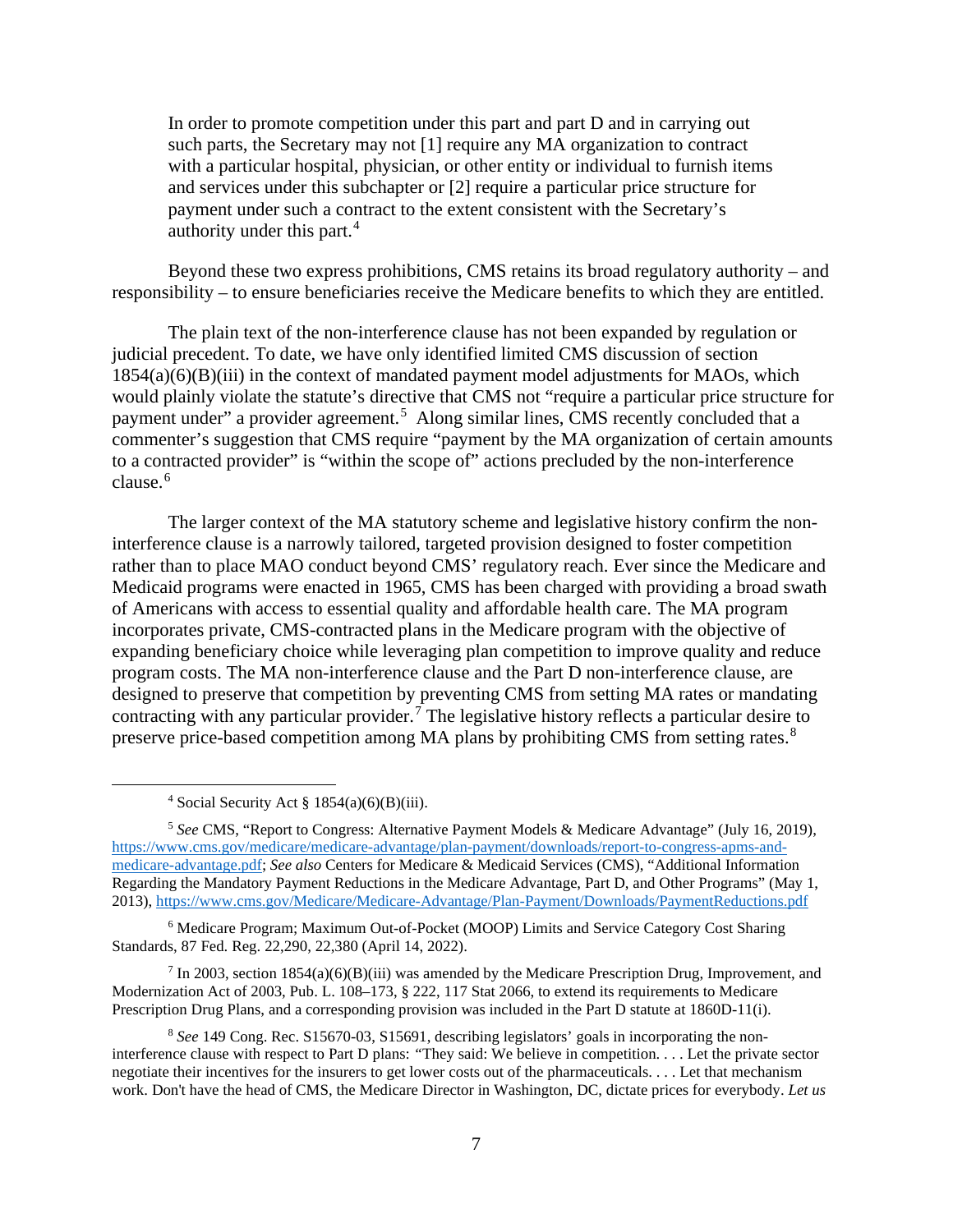> In order to promote competition under this part and part D and in carrying out such parts, the Secretary may not [1] require any MA organization to contract with a particular hospital, physician, or other entity or individual to furnish items and services under this subchapter or [2] require a particular price structure for payment under such a contract to the extent consistent with the Secretary's authority under this part.[4]

Beyond these two express prohibitions, CMS retains its broad regulatory authority – and responsibility – to ensure beneficiaries receive the Medicare benefits to which they are entitled.

The plain text of the non-interference clause has not been expanded by regulation or judicial precedent. To date, we have only identified limited CMS discussion of section 1854(a)(6)(B)(iii) in the context of mandated payment model adjustments for MAOs, which would plainly violate the statute's directive that CMS not "require a particular price structure for payment under" a provider agreement.[5] Along similar lines, CMS recently concluded that a commenter's suggestion that CMS require "payment by the MA organization of certain amounts to a contracted provider" is "within the scope of" actions precluded by the non-interference clause.[6]

The larger context of the MA statutory scheme and legislative history confirm the non-interference clause is a narrowly tailored, targeted provision designed to foster competition rather than to place MAO conduct beyond CMS' regulatory reach. Ever since the Medicare and Medicaid programs were enacted in 1965, CMS has been charged with providing a broad swath of Americans with access to essential quality and affordable health care. The MA program incorporates private, CMS-contracted plans in the Medicare program with the objective of expanding beneficiary choice while leveraging plan competition to improve quality and reduce program costs. The MA non-interference clause and the Part D non-interference clause, are designed to preserve that competition by preventing CMS from setting MA rates or mandating contracting with any particular provider.[7] The legislative history reflects a particular desire to preserve price-based competition among MA plans by prohibiting CMS from setting rates.[8]

---

[4] Social Security Act § 1854(a)(6)(B)(iii).

[5] *See* CMS, "Report to Congress: Alternative Payment Models & Medicare Advantage" (July 16, 2019), https://www.cms.gov/medicare/medicare-advantage/plan-payment/downloads/report-to-congress-apms-and-medicare-advantage.pdf; *See also* Centers for Medicare & Medicaid Services (CMS), "Additional Information Regarding the Mandatory Payment Reductions in the Medicare Advantage, Part D, and Other Programs" (May 1, 2013), https://www.cms.gov/Medicare/Medicare-Advantage/Plan-Payment/Downloads/PaymentReductions.pdf

[6] Medicare Program; Maximum Out-of-Pocket (MOOP) Limits and Service Category Cost Sharing Standards, 87 Fed. Reg. 22,290, 22,380 (April 14, 2022).

[7] In 2003, section 1854(a)(6)(B)(iii) was amended by the Medicare Prescription Drug, Improvement, and Modernization Act of 2003, Pub. L. 108–173, § 222, 117 Stat 2066, to extend its requirements to Medicare Prescription Drug Plans, and a corresponding provision was included in the Part D statute at 1860D-11(i).

[8] *See* 149 Cong. Rec. S15670-03, S15691, describing legislators' goals in incorporating the non-interference clause with respect to Part D plans: "They said: We believe in competition. . . . Let the private sector negotiate their incentives for the insurers to get lower costs out of the pharmaceuticals. . . . Let that mechanism work. Don't have the head of CMS, the Medicare Director in Washington, DC, dictate prices for everybody. *Let us*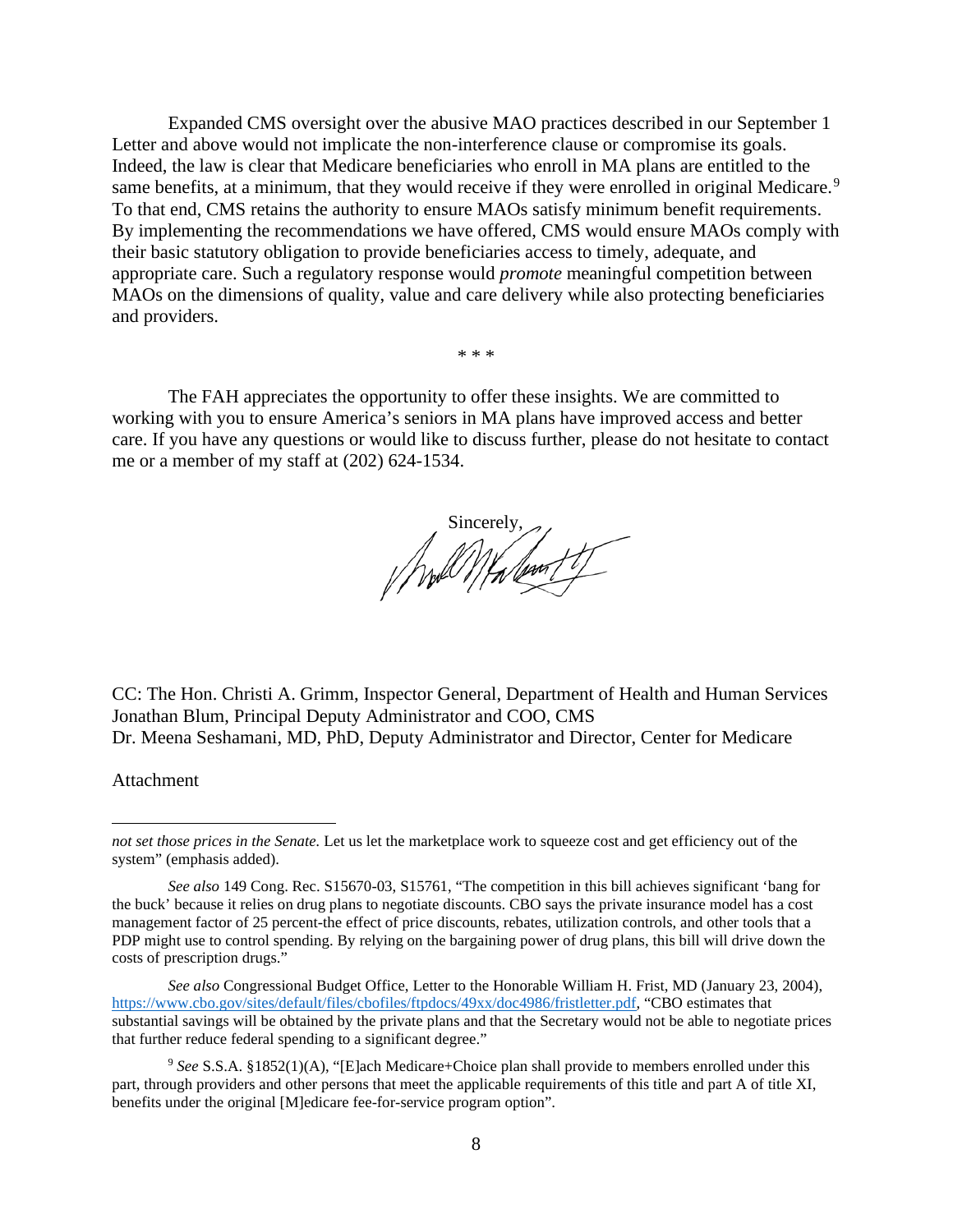Expanded CMS oversight over the abusive MAO practices described in our September 1 Letter and above would not implicate the non-interference clause or compromise its goals. Indeed, the law is clear that Medicare beneficiaries who enroll in MA plans are entitled to the same benefits, at a minimum, that they would receive if they were enrolled in original Medicare.[9] To that end, CMS retains the authority to ensure MAOs satisfy minimum benefit requirements. By implementing the recommendations we have offered, CMS would ensure MAOs comply with their basic statutory obligation to provide beneficiaries access to timely, adequate, and appropriate care. Such a regulatory response would *promote* meaningful competition between MAOs on the dimensions of quality, value and care delivery while also protecting beneficiaries and providers.

\* \* \*

The FAH appreciates the opportunity to offer these insights. We are committed to working with you to ensure America's seniors in MA plans have improved access and better care. If you have any questions or would like to discuss further, please do not hesitate to contact me or a member of my staff at (202) 624-1534.

Sincerely,

CC: The Hon. Christi A. Grimm, Inspector General, Department of Health and Human Services
Jonathan Blum, Principal Deputy Administrator and COO, CMS
Dr. Meena Seshamani, MD, PhD, Deputy Administrator and Director, Center for Medicare

Attachment

---

*not set those prices in the Senate.* Let us let the marketplace work to squeeze cost and get efficiency out of the system" (emphasis added).

*See also* 149 Cong. Rec. S15670-03, S15761, "The competition in this bill achieves significant 'bang for the buck' because it relies on drug plans to negotiate discounts. CBO says the private insurance model has a cost management factor of 25 percent-the effect of price discounts, rebates, utilization controls, and other tools that a PDP might use to control spending. By relying on the bargaining power of drug plans, this bill will drive down the costs of prescription drugs."

*See also* Congressional Budget Office, Letter to the Honorable William H. Frist, MD (January 23, 2004), https://www.cbo.gov/sites/default/files/cbofiles/ftpdocs/49xx/doc4986/fristletter.pdf, "CBO estimates that substantial savings will be obtained by the private plans and that the Secretary would not be able to negotiate prices that further reduce federal spending to a significant degree."

[9] *See* S.S.A. §1852(1)(A), "[E]ach Medicare+Choice plan shall provide to members enrolled under this part, through providers and other persons that meet the applicable requirements of this title and part A of title XI, benefits under the original [M]edicare fee-for-service program option".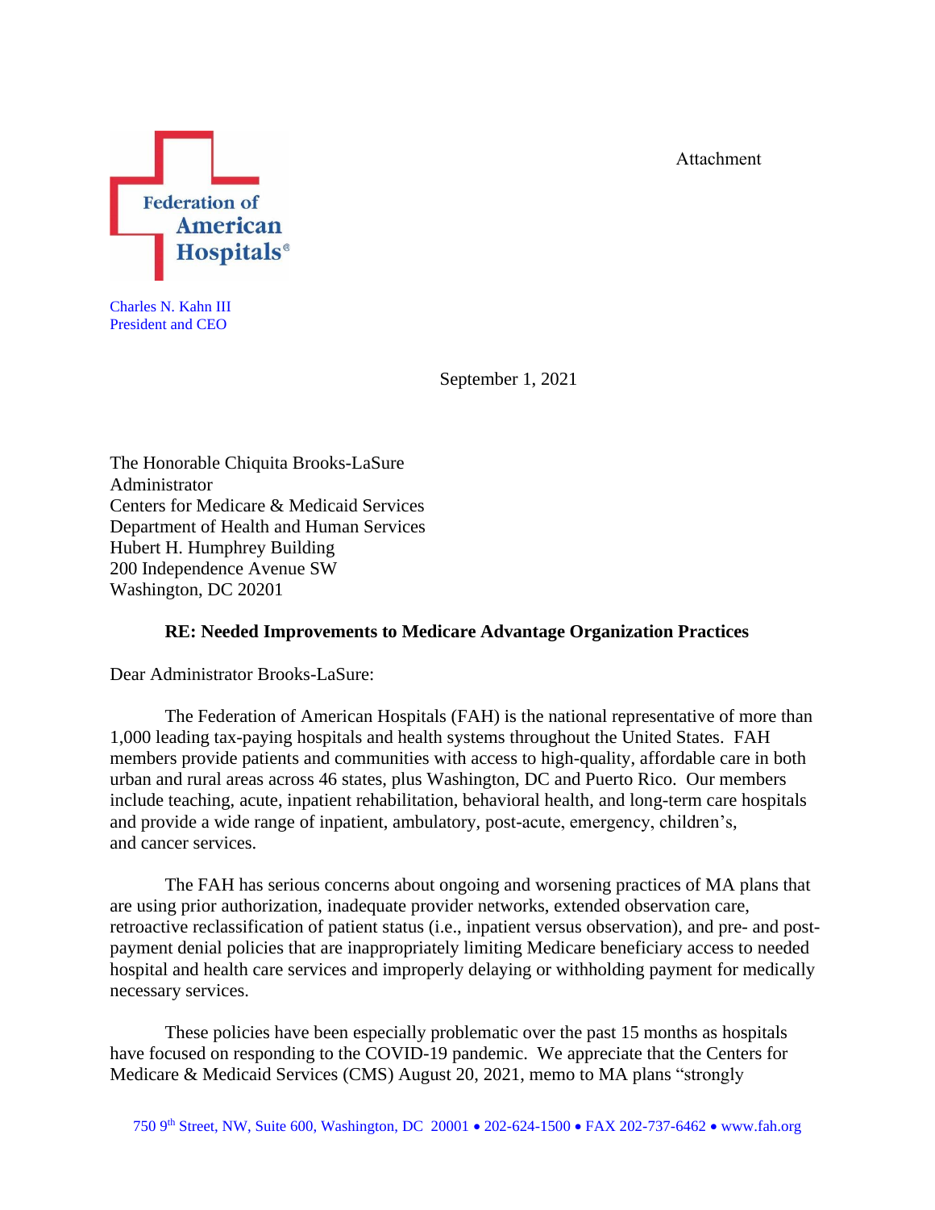Attachment

Federation of American Hospitals®

Charles N. Kahn III
President and CEO

September 1, 2021

The Honorable Chiquita Brooks-LaSure
Administrator
Centers for Medicare & Medicaid Services
Department of Health and Human Services
Hubert H. Humphrey Building
200 Independence Avenue SW
Washington, DC 20201

**RE: Needed Improvements to Medicare Advantage Organization Practices**

Dear Administrator Brooks-LaSure:

The Federation of American Hospitals (FAH) is the national representative of more than 1,000 leading tax-paying hospitals and health systems throughout the United States. FAH members provide patients and communities with access to high-quality, affordable care in both urban and rural areas across 46 states, plus Washington, DC and Puerto Rico. Our members include teaching, acute, inpatient rehabilitation, behavioral health, and long-term care hospitals and provide a wide range of inpatient, ambulatory, post-acute, emergency, children's, and cancer services.

The FAH has serious concerns about ongoing and worsening practices of MA plans that are using prior authorization, inadequate provider networks, extended observation care, retroactive reclassification of patient status (i.e., inpatient versus observation), and pre- and post-payment denial policies that are inappropriately limiting Medicare beneficiary access to needed hospital and health care services and improperly delaying or withholding payment for medically necessary services.

These policies have been especially problematic over the past 15 months as hospitals have focused on responding to the COVID-19 pandemic. We appreciate that the Centers for Medicare & Medicaid Services (CMS) August 20, 2021, memo to MA plans "strongly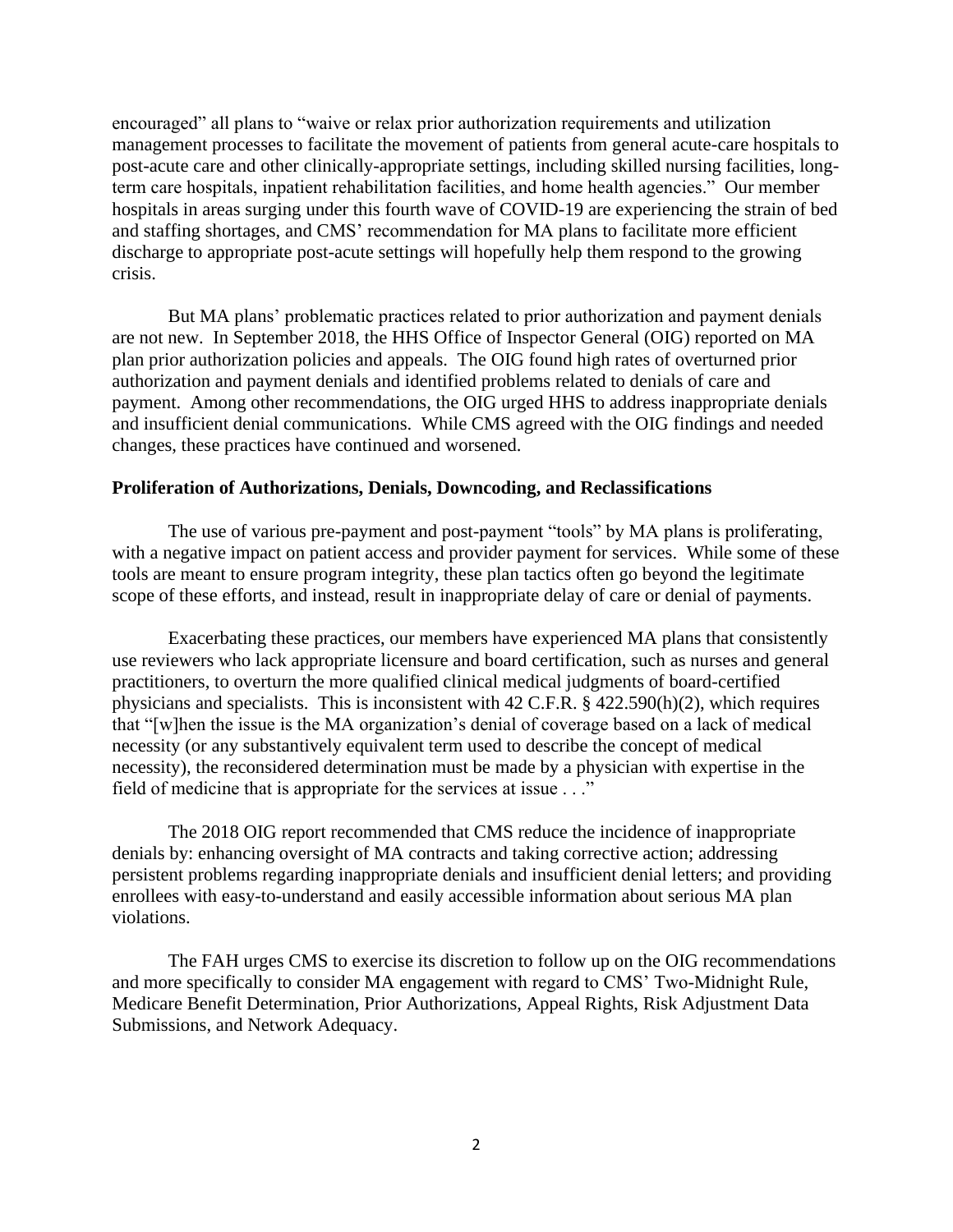encouraged" all plans to "waive or relax prior authorization requirements and utilization management processes to facilitate the movement of patients from general acute-care hospitals to post-acute care and other clinically-appropriate settings, including skilled nursing facilities, long-term care hospitals, inpatient rehabilitation facilities, and home health agencies." Our member hospitals in areas surging under this fourth wave of COVID-19 are experiencing the strain of bed and staffing shortages, and CMS' recommendation for MA plans to facilitate more efficient discharge to appropriate post-acute settings will hopefully help them respond to the growing crisis.

But MA plans' problematic practices related to prior authorization and payment denials are not new. In September 2018, the HHS Office of Inspector General (OIG) reported on MA plan prior authorization policies and appeals. The OIG found high rates of overturned prior authorization and payment denials and identified problems related to denials of care and payment. Among other recommendations, the OIG urged HHS to address inappropriate denials and insufficient denial communications. While CMS agreed with the OIG findings and needed changes, these practices have continued and worsened.

**Proliferation of Authorizations, Denials, Downcoding, and Reclassifications**

The use of various pre-payment and post-payment "tools" by MA plans is proliferating, with a negative impact on patient access and provider payment for services. While some of these tools are meant to ensure program integrity, these plan tactics often go beyond the legitimate scope of these efforts, and instead, result in inappropriate delay of care or denial of payments.

Exacerbating these practices, our members have experienced MA plans that consistently use reviewers who lack appropriate licensure and board certification, such as nurses and general practitioners, to overturn the more qualified clinical medical judgments of board-certified physicians and specialists. This is inconsistent with 42 C.F.R. § 422.590(h)(2), which requires that "[w]hen the issue is the MA organization's denial of coverage based on a lack of medical necessity (or any substantively equivalent term used to describe the concept of medical necessity), the reconsidered determination must be made by a physician with expertise in the field of medicine that is appropriate for the services at issue . . ."

The 2018 OIG report recommended that CMS reduce the incidence of inappropriate denials by: enhancing oversight of MA contracts and taking corrective action; addressing persistent problems regarding inappropriate denials and insufficient denial letters; and providing enrollees with easy-to-understand and easily accessible information about serious MA plan violations.

The FAH urges CMS to exercise its discretion to follow up on the OIG recommendations and more specifically to consider MA engagement with regard to CMS' Two-Midnight Rule, Medicare Benefit Determination, Prior Authorizations, Appeal Rights, Risk Adjustment Data Submissions, and Network Adequacy.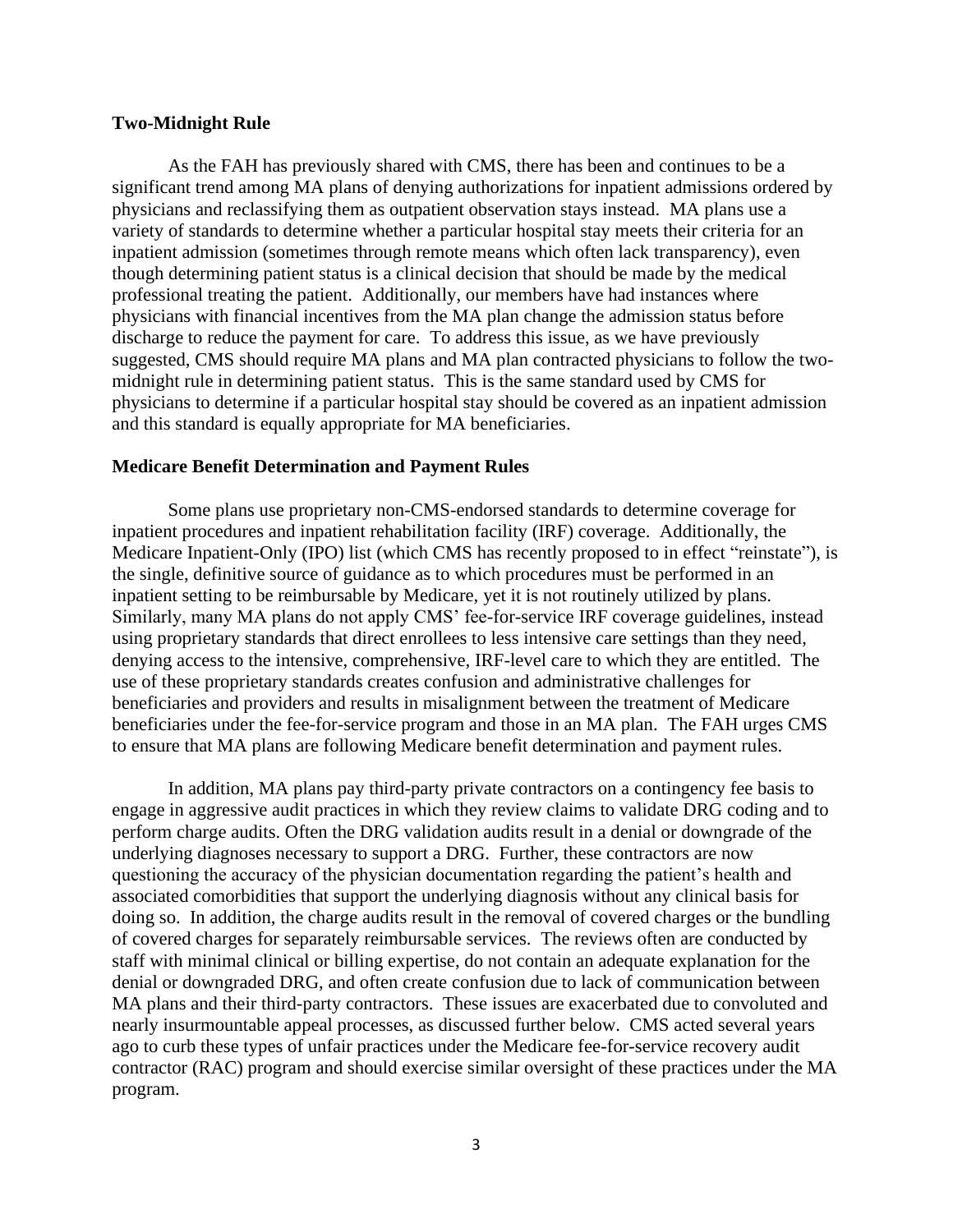**Two-Midnight Rule**

As the FAH has previously shared with CMS, there has been and continues to be a significant trend among MA plans of denying authorizations for inpatient admissions ordered by physicians and reclassifying them as outpatient observation stays instead. MA plans use a variety of standards to determine whether a particular hospital stay meets their criteria for an inpatient admission (sometimes through remote means which often lack transparency), even though determining patient status is a clinical decision that should be made by the medical professional treating the patient. Additionally, our members have had instances where physicians with financial incentives from the MA plan change the admission status before discharge to reduce the payment for care. To address this issue, as we have previously suggested, CMS should require MA plans and MA plan contracted physicians to follow the two-midnight rule in determining patient status. This is the same standard used by CMS for physicians to determine if a particular hospital stay should be covered as an inpatient admission and this standard is equally appropriate for MA beneficiaries.

**Medicare Benefit Determination and Payment Rules**

Some plans use proprietary non-CMS-endorsed standards to determine coverage for inpatient procedures and inpatient rehabilitation facility (IRF) coverage. Additionally, the Medicare Inpatient-Only (IPO) list (which CMS has recently proposed to in effect "reinstate"), is the single, definitive source of guidance as to which procedures must be performed in an inpatient setting to be reimbursable by Medicare, yet it is not routinely utilized by plans. Similarly, many MA plans do not apply CMS' fee-for-service IRF coverage guidelines, instead using proprietary standards that direct enrollees to less intensive care settings than they need, denying access to the intensive, comprehensive, IRF-level care to which they are entitled. The use of these proprietary standards creates confusion and administrative challenges for beneficiaries and providers and results in misalignment between the treatment of Medicare beneficiaries under the fee-for-service program and those in an MA plan. The FAH urges CMS to ensure that MA plans are following Medicare benefit determination and payment rules.

In addition, MA plans pay third-party private contractors on a contingency fee basis to engage in aggressive audit practices in which they review claims to validate DRG coding and to perform charge audits. Often the DRG validation audits result in a denial or downgrade of the underlying diagnoses necessary to support a DRG. Further, these contractors are now questioning the accuracy of the physician documentation regarding the patient's health and associated comorbidities that support the underlying diagnosis without any clinical basis for doing so. In addition, the charge audits result in the removal of covered charges or the bundling of covered charges for separately reimbursable services. The reviews often are conducted by staff with minimal clinical or billing expertise, do not contain an adequate explanation for the denial or downgraded DRG, and often create confusion due to lack of communication between MA plans and their third-party contractors. These issues are exacerbated due to convoluted and nearly insurmountable appeal processes, as discussed further below. CMS acted several years ago to curb these types of unfair practices under the Medicare fee-for-service recovery audit contractor (RAC) program and should exercise similar oversight of these practices under the MA program.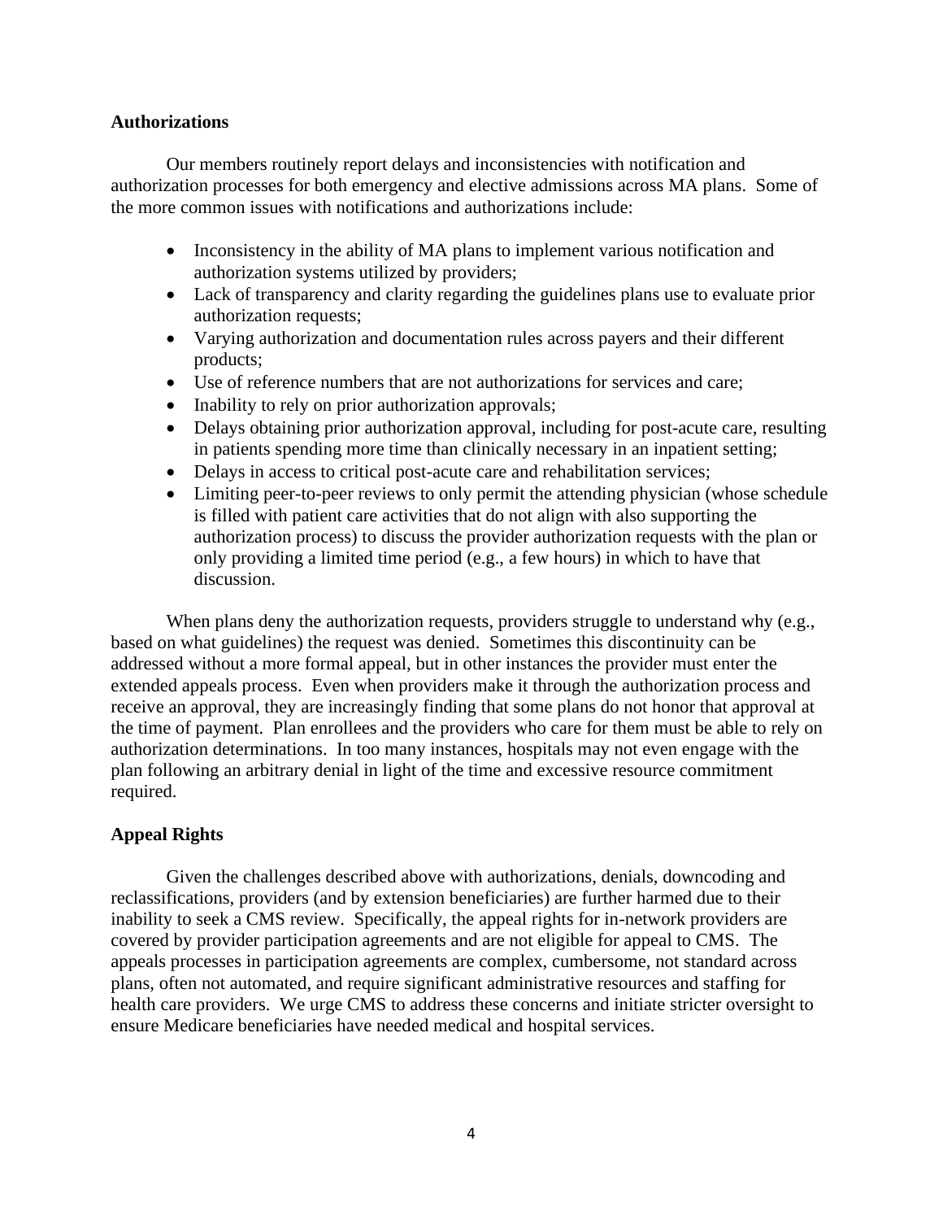**Authorizations**

Our members routinely report delays and inconsistencies with notification and authorization processes for both emergency and elective admissions across MA plans. Some of the more common issues with notifications and authorizations include:

- Inconsistency in the ability of MA plans to implement various notification and authorization systems utilized by providers;
- Lack of transparency and clarity regarding the guidelines plans use to evaluate prior authorization requests;
- Varying authorization and documentation rules across payers and their different products;
- Use of reference numbers that are not authorizations for services and care;
- Inability to rely on prior authorization approvals;
- Delays obtaining prior authorization approval, including for post-acute care, resulting in patients spending more time than clinically necessary in an inpatient setting;
- Delays in access to critical post-acute care and rehabilitation services;
- Limiting peer-to-peer reviews to only permit the attending physician (whose schedule is filled with patient care activities that do not align with also supporting the authorization process) to discuss the provider authorization requests with the plan or only providing a limited time period (e.g., a few hours) in which to have that discussion.

When plans deny the authorization requests, providers struggle to understand why (e.g., based on what guidelines) the request was denied. Sometimes this discontinuity can be addressed without a more formal appeal, but in other instances the provider must enter the extended appeals process. Even when providers make it through the authorization process and receive an approval, they are increasingly finding that some plans do not honor that approval at the time of payment. Plan enrollees and the providers who care for them must be able to rely on authorization determinations. In too many instances, hospitals may not even engage with the plan following an arbitrary denial in light of the time and excessive resource commitment required.

**Appeal Rights**

Given the challenges described above with authorizations, denials, downcoding and reclassifications, providers (and by extension beneficiaries) are further harmed due to their inability to seek a CMS review. Specifically, the appeal rights for in-network providers are covered by provider participation agreements and are not eligible for appeal to CMS. The appeals processes in participation agreements are complex, cumbersome, not standard across plans, often not automated, and require significant administrative resources and staffing for health care providers. We urge CMS to address these concerns and initiate stricter oversight to ensure Medicare beneficiaries have needed medical and hospital services.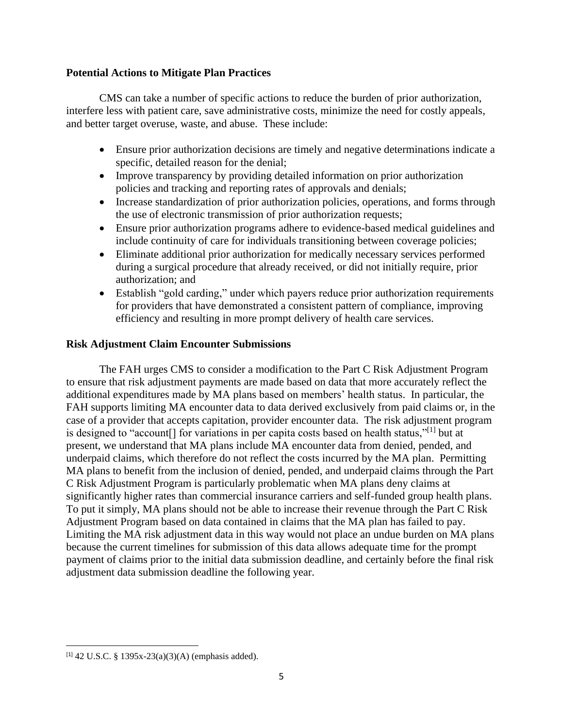**Potential Actions to Mitigate Plan Practices**

CMS can take a number of specific actions to reduce the burden of prior authorization, interfere less with patient care, save administrative costs, minimize the need for costly appeals, and better target overuse, waste, and abuse. These include:

- Ensure prior authorization decisions are timely and negative determinations indicate a specific, detailed reason for the denial;
- Improve transparency by providing detailed information on prior authorization policies and tracking and reporting rates of approvals and denials;
- Increase standardization of prior authorization policies, operations, and forms through the use of electronic transmission of prior authorization requests;
- Ensure prior authorization programs adhere to evidence-based medical guidelines and include continuity of care for individuals transitioning between coverage policies;
- Eliminate additional prior authorization for medically necessary services performed during a surgical procedure that already received, or did not initially require, prior authorization; and
- Establish "gold carding," under which payers reduce prior authorization requirements for providers that have demonstrated a consistent pattern of compliance, improving efficiency and resulting in more prompt delivery of health care services.

**Risk Adjustment Claim Encounter Submissions**

The FAH urges CMS to consider a modification to the Part C Risk Adjustment Program to ensure that risk adjustment payments are made based on data that more accurately reflect the additional expenditures made by MA plans based on members' health status. In particular, the FAH supports limiting MA encounter data to data derived exclusively from paid claims or, in the case of a provider that accepts capitation, provider encounter data. The risk adjustment program is designed to "account[] for variations in per capita costs based on health status,"[1] but at present, we understand that MA plans include MA encounter data from denied, pended, and underpaid claims, which therefore do not reflect the costs incurred by the MA plan. Permitting MA plans to benefit from the inclusion of denied, pended, and underpaid claims through the Part C Risk Adjustment Program is particularly problematic when MA plans deny claims at significantly higher rates than commercial insurance carriers and self-funded group health plans. To put it simply, MA plans should not be able to increase their revenue through the Part C Risk Adjustment Program based on data contained in claims that the MA plan has failed to pay. Limiting the MA risk adjustment data in this way would not place an undue burden on MA plans because the current timelines for submission of this data allows adequate time for the prompt payment of claims prior to the initial data submission deadline, and certainly before the final risk adjustment data submission deadline the following year.

[1] 42 U.S.C. § 1395x-23(a)(3)(A) (emphasis added).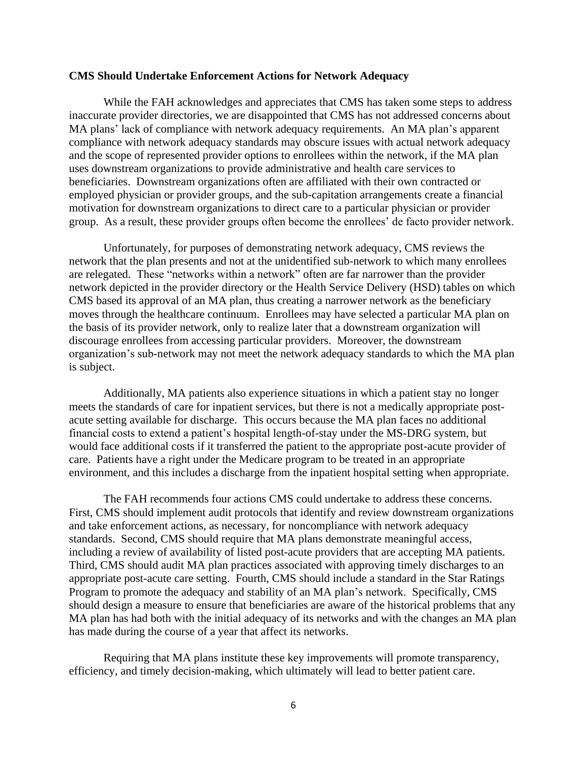**CMS Should Undertake Enforcement Actions for Network Adequacy**

While the FAH acknowledges and appreciates that CMS has taken some steps to address inaccurate provider directories, we are disappointed that CMS has not addressed concerns about MA plans' lack of compliance with network adequacy requirements. An MA plan's apparent compliance with network adequacy standards may obscure issues with actual network adequacy and the scope of represented provider options to enrollees within the network, if the MA plan uses downstream organizations to provide administrative and health care services to beneficiaries. Downstream organizations often are affiliated with their own contracted or employed physician or provider groups, and the sub-capitation arrangements create a financial motivation for downstream organizations to direct care to a particular physician or provider group. As a result, these provider groups often become the enrollees' de facto provider network.

Unfortunately, for purposes of demonstrating network adequacy, CMS reviews the network that the plan presents and not at the unidentified sub-network to which many enrollees are relegated. These "networks within a network" often are far narrower than the provider network depicted in the provider directory or the Health Service Delivery (HSD) tables on which CMS based its approval of an MA plan, thus creating a narrower network as the beneficiary moves through the healthcare continuum. Enrollees may have selected a particular MA plan on the basis of its provider network, only to realize later that a downstream organization will discourage enrollees from accessing particular providers. Moreover, the downstream organization's sub-network may not meet the network adequacy standards to which the MA plan is subject.

Additionally, MA patients also experience situations in which a patient stay no longer meets the standards of care for inpatient services, but there is not a medically appropriate post-acute setting available for discharge. This occurs because the MA plan faces no additional financial costs to extend a patient's hospital length-of-stay under the MS-DRG system, but would face additional costs if it transferred the patient to the appropriate post-acute provider of care. Patients have a right under the Medicare program to be treated in an appropriate environment, and this includes a discharge from the inpatient hospital setting when appropriate.

The FAH recommends four actions CMS could undertake to address these concerns. First, CMS should implement audit protocols that identify and review downstream organizations and take enforcement actions, as necessary, for noncompliance with network adequacy standards. Second, CMS should require that MA plans demonstrate meaningful access, including a review of availability of listed post-acute providers that are accepting MA patients. Third, CMS should audit MA plan practices associated with approving timely discharges to an appropriate post-acute care setting. Fourth, CMS should include a standard in the Star Ratings Program to promote the adequacy and stability of an MA plan's network. Specifically, CMS should design a measure to ensure that beneficiaries are aware of the historical problems that any MA plan has had both with the initial adequacy of its networks and with the changes an MA plan has made during the course of a year that affect its networks.

Requiring that MA plans institute these key improvements will promote transparency, efficiency, and timely decision-making, which ultimately will lead to better patient care.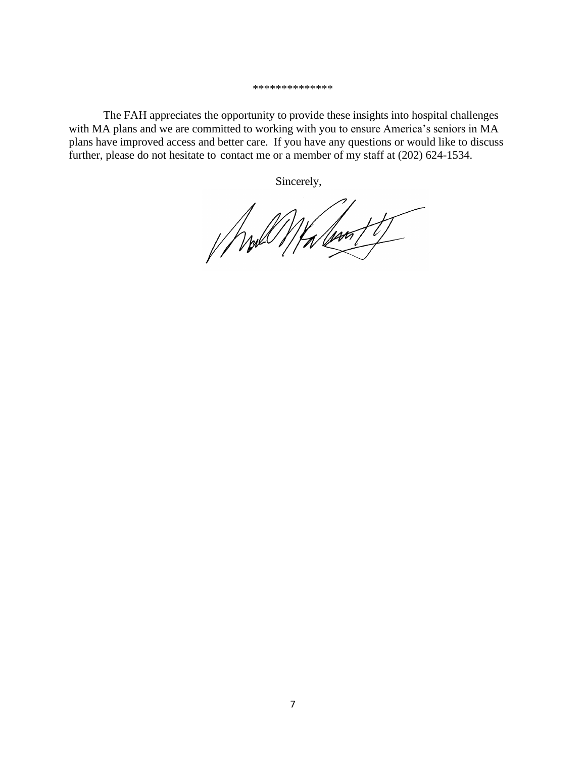**************

The FAH appreciates the opportunity to provide these insights into hospital challenges with MA plans and we are committed to working with you to ensure America's seniors in MA plans have improved access and better care. If you have any questions or would like to discuss further, please do not hesitate to contact me or a member of my staff at (202) 624-1534.

Sincerely,